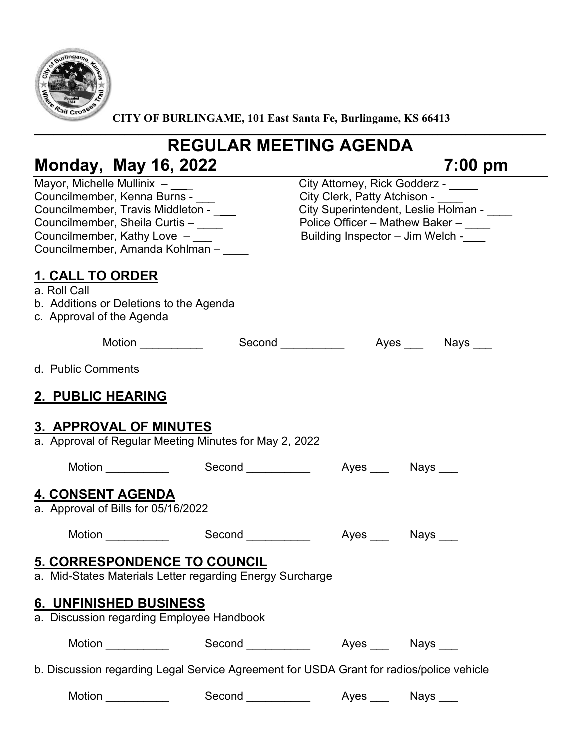**CITY OF BURLINGAME, 101 East Santa Fe, Burlingame, KS 66413**

# REGULAR MEETING AGENDA

## Monday, May 16, 2022 7:00 pm

Mayor, Michelle Mullinix – ___
Councilmember, Kenna Burns - ___
Councilmember, Travis Middleton - ___
Councilmember, Sheila Curtis – ____
Councilmember, Kathy Love – ___
Councilmember, Amanda Kohlman – ____

City Attorney, Rick Godderz - ____
City Clerk, Patty Atchison - ____
City Superintendent, Leslie Holman - ____
Police Officer – Mathew Baker – ____
Building Inspector – Jim Welch -___

## 1. CALL TO ORDER

a. Roll Call
b. Additions or Deletions to the Agenda
c. Approval of the Agenda

Motion __________ Second __________ Ayes ___ Nays ___

d. Public Comments

## 2. PUBLIC HEARING

## 3. APPROVAL OF MINUTES

a. Approval of Regular Meeting Minutes for May 2, 2022

Motion __________ Second __________ Ayes ___ Nays ___

## 4. CONSENT AGENDA

a. Approval of Bills for 05/16/2022

Motion __________ Second __________ Ayes ___ Nays ___

## 5. CORRESPONDENCE TO COUNCIL

a. Mid-States Materials Letter regarding Energy Surcharge

## 6. UNFINISHED BUSINESS

a. Discussion regarding Employee Handbook

Motion __________ Second __________ Ayes ___ Nays ___

b. Discussion regarding Legal Service Agreement for USDA Grant for radios/police vehicle

Motion __________ Second __________ Ayes ___ Nays ___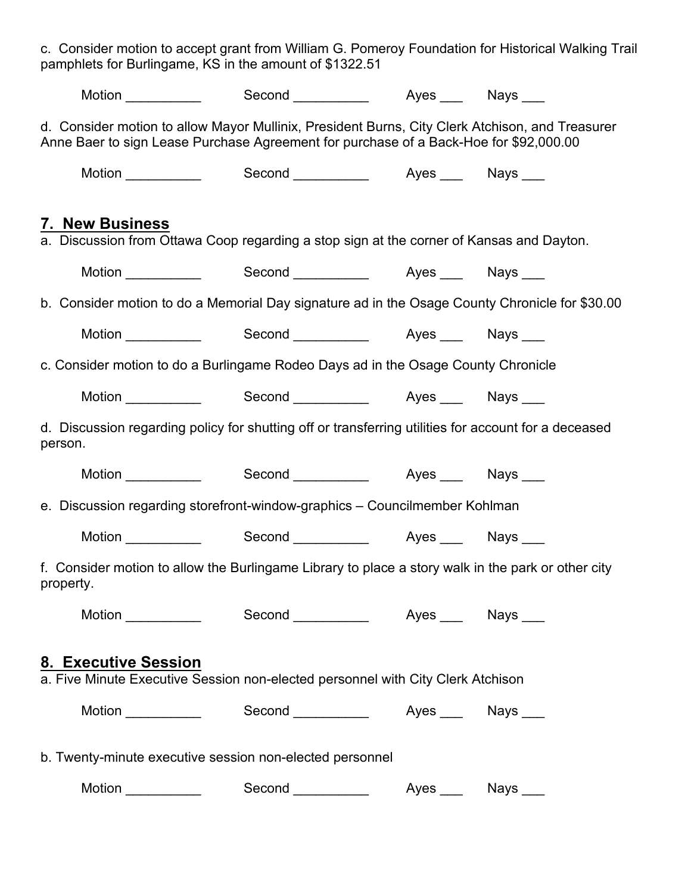c. Consider motion to accept grant from William G. Pomeroy Foundation for Historical Walking Trail pamphlets for Burlingame, KS in the amount of $1322.51

Motion __________ Second __________ Ayes ___ Nays ___

d. Consider motion to allow Mayor Mullinix, President Burns, City Clerk Atchison, and Treasurer Anne Baer to sign Lease Purchase Agreement for purchase of a Back-Hoe for $92,000.00

Motion __________ Second __________ Ayes ___ Nays ___

## 7. New Business

a. Discussion from Ottawa Coop regarding a stop sign at the corner of Kansas and Dayton.

Motion __________ Second __________ Ayes ___ Nays ___

b. Consider motion to do a Memorial Day signature ad in the Osage County Chronicle for $30.00

Motion __________ Second __________ Ayes ___ Nays ___

c. Consider motion to do a Burlingame Rodeo Days ad in the Osage County Chronicle

Motion __________ Second __________ Ayes ___ Nays ___

d. Discussion regarding policy for shutting off or transferring utilities for account for a deceased person.

Motion __________ Second __________ Ayes ___ Nays ___

e. Discussion regarding storefront-window-graphics – Councilmember Kohlman

Motion __________ Second __________ Ayes ___ Nays ___

f. Consider motion to allow the Burlingame Library to place a story walk in the park or other city property.

Motion __________ Second __________ Ayes ___ Nays ___

## 8. Executive Session

a. Five Minute Executive Session non-elected personnel with City Clerk Atchison

Motion __________ Second __________ Ayes ___ Nays ___

b. Twenty-minute executive session non-elected personnel

Motion __________ Second __________ Ayes ___ Nays ___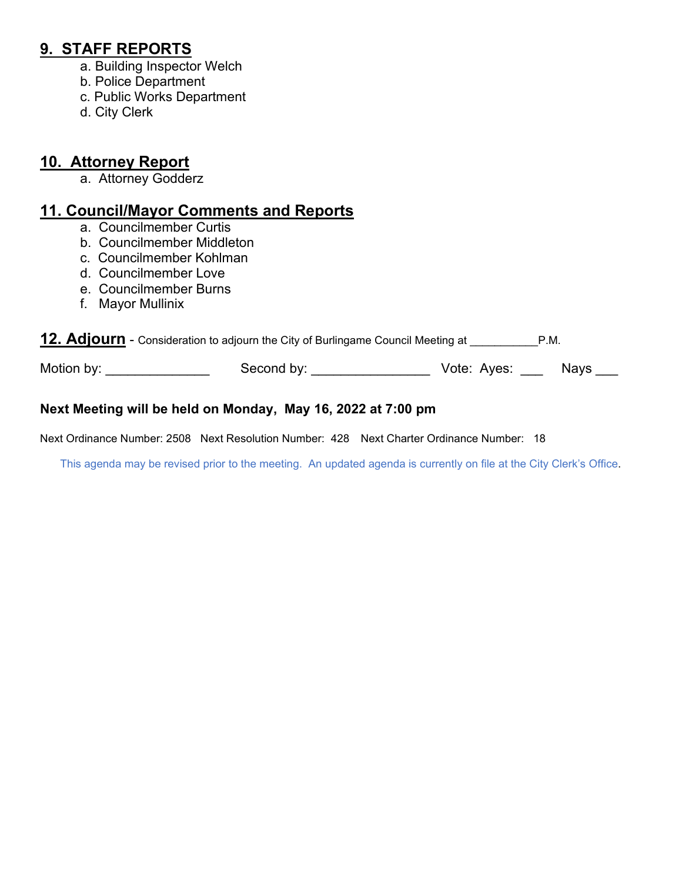## 9. STAFF REPORTS

a. Building Inspector Welch
b. Police Department
c. Public Works Department
d. City Clerk

## 10. Attorney Report

a. Attorney Godderz

## 11. Council/Mayor Comments and Reports

a. Councilmember Curtis
b. Councilmember Middleton
c. Councilmember Kohlman
d. Councilmember Love
e. Councilmember Burns
f. Mayor Mullinix

## 12. Adjourn - Consideration to adjourn the City of Burlingame Council Meeting at ___________P.M.

Motion by: ______________ Second by: ________________ Vote: Ayes: ___ Nays ___

**Next Meeting will be held on Monday, May 16, 2022 at 7:00 pm**

Next Ordinance Number: 2508 Next Resolution Number: 428 Next Charter Ordinance Number: 18

This agenda may be revised prior to the meeting. An updated agenda is currently on file at the City Clerk's Office.